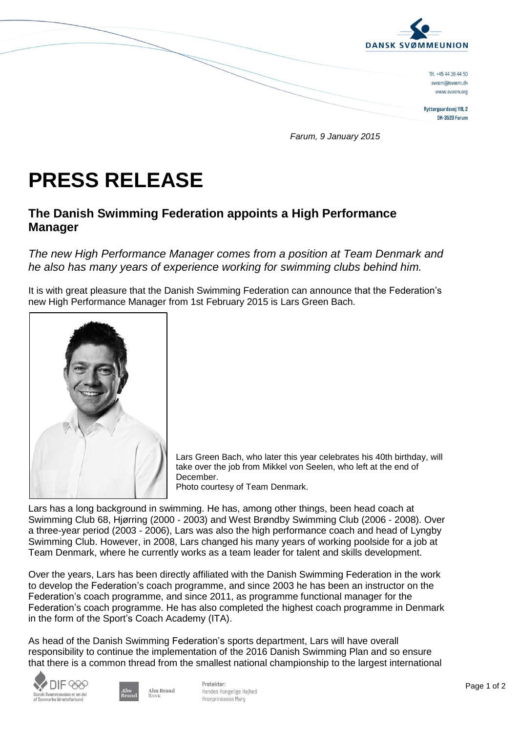DANSK SVØMMEUNION

Tlf. +45 44 39 44 50
svoem@svoem.dk
www.svoem.org

Ryttergaardsvej 118, 2
DK-3520 Farum

*Farum, 9 January 2015*

# PRESS RELEASE

## The Danish Swimming Federation appoints a High Performance Manager

*The new High Performance Manager comes from a position at Team Denmark and he also has many years of experience working for swimming clubs behind him.*

It is with great pleasure that the Danish Swimming Federation can announce that the Federation's new High Performance Manager from 1st February 2015 is Lars Green Bach.

Lars Green Bach, who later this year celebrates his 40th birthday, will take over the job from Mikkel von Seelen, who left at the end of December.
Photo courtesy of Team Denmark.

Lars has a long background in swimming. He has, among other things, been head coach at Swimming Club 68, Hjørring (2000 - 2003) and West Brøndby Swimming Club (2006 - 2008). Over a three-year period (2003 - 2006), Lars was also the high performance coach and head of Lyngby Swimming Club. However, in 2008, Lars changed his many years of working poolside for a job at Team Denmark, where he currently works as a team leader for talent and skills development.

Over the years, Lars has been directly affiliated with the Danish Swimming Federation in the work to develop the Federation's coach programme, and since 2003 he has been an instructor on the Federation's coach programme, and since 2011, as programme functional manager for the Federation's coach programme. He has also completed the highest coach programme in Denmark in the form of the Sport's Coach Academy (ITA).

As head of the Danish Swimming Federation's sports department, Lars will have overall responsibility to continue the implementation of the 2016 Danish Swimming Plan and so ensure that there is a common thread from the smallest national championship to the largest international

DIF — Dansk Svømmeunion er en del af Danmarks Idrætsforbund

Alm Brand Bank

Protektor:
Hendes Kongelige Højhed
Kronprinsesse Mary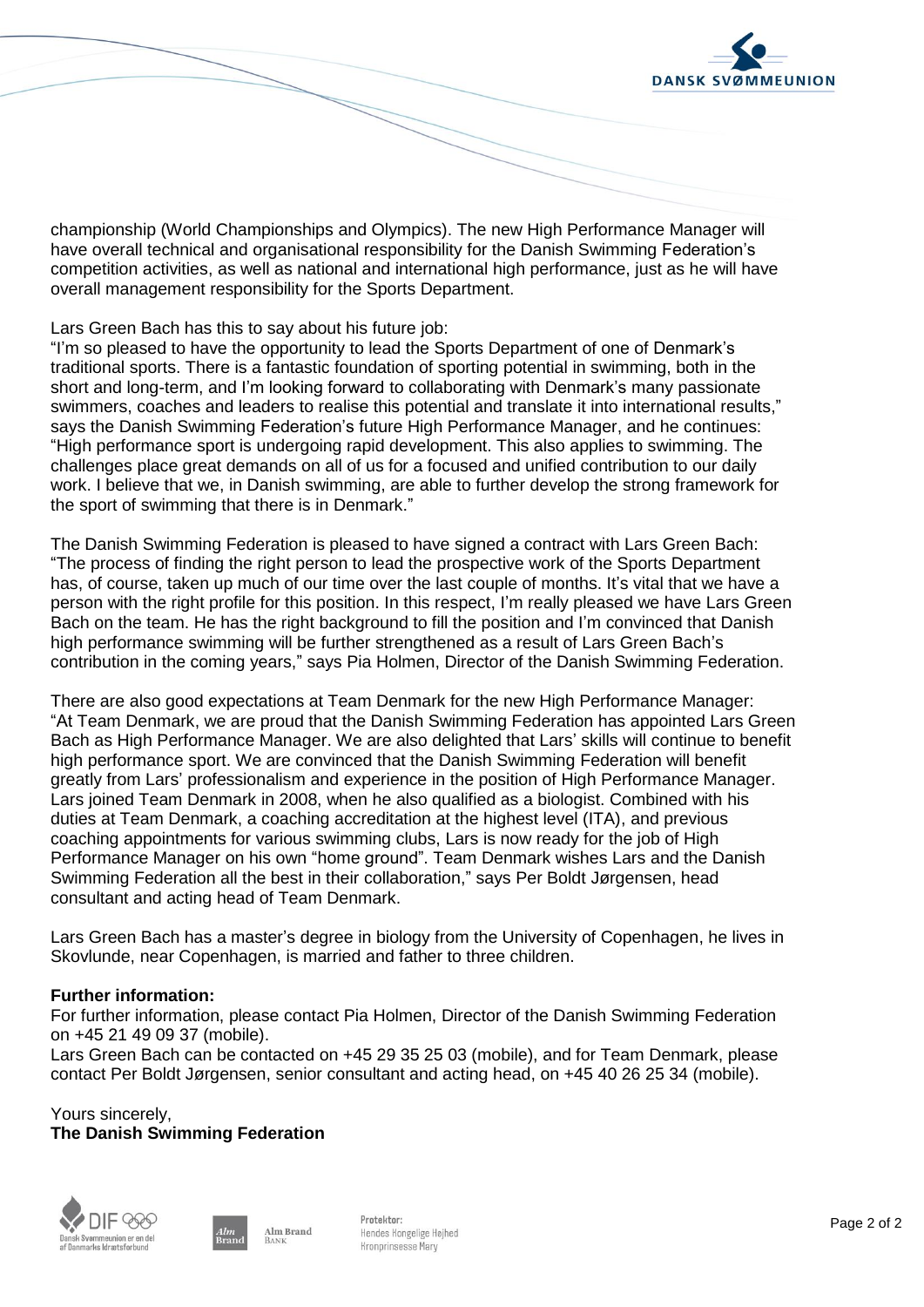championship (World Championships and Olympics). The new High Performance Manager will have overall technical and organisational responsibility for the Danish Swimming Federation's competition activities, as well as national and international high performance, just as he will have overall management responsibility for the Sports Department.

Lars Green Bach has this to say about his future job:
"I'm so pleased to have the opportunity to lead the Sports Department of one of Denmark's traditional sports. There is a fantastic foundation of sporting potential in swimming, both in the short and long-term, and I'm looking forward to collaborating with Denmark's many passionate swimmers, coaches and leaders to realise this potential and translate it into international results," says the Danish Swimming Federation's future High Performance Manager, and he continues: "High performance sport is undergoing rapid development. This also applies to swimming. The challenges place great demands on all of us for a focused and unified contribution to our daily work. I believe that we, in Danish swimming, are able to further develop the strong framework for the sport of swimming that there is in Denmark."

The Danish Swimming Federation is pleased to have signed a contract with Lars Green Bach: "The process of finding the right person to lead the prospective work of the Sports Department has, of course, taken up much of our time over the last couple of months. It's vital that we have a person with the right profile for this position. In this respect, I'm really pleased we have Lars Green Bach on the team. He has the right background to fill the position and I'm convinced that Danish high performance swimming will be further strengthened as a result of Lars Green Bach's contribution in the coming years," says Pia Holmen, Director of the Danish Swimming Federation.

There are also good expectations at Team Denmark for the new High Performance Manager: "At Team Denmark, we are proud that the Danish Swimming Federation has appointed Lars Green Bach as High Performance Manager. We are also delighted that Lars' skills will continue to benefit high performance sport. We are convinced that the Danish Swimming Federation will benefit greatly from Lars' professionalism and experience in the position of High Performance Manager. Lars joined Team Denmark in 2008, when he also qualified as a biologist. Combined with his duties at Team Denmark, a coaching accreditation at the highest level (ITA), and previous coaching appointments for various swimming clubs, Lars is now ready for the job of High Performance Manager on his own "home ground". Team Denmark wishes Lars and the Danish Swimming Federation all the best in their collaboration," says Per Boldt Jørgensen, head consultant and acting head of Team Denmark.

Lars Green Bach has a master's degree in biology from the University of Copenhagen, he lives in Skovlunde, near Copenhagen, is married and father to three children.

**Further information:**
For further information, please contact Pia Holmen, Director of the Danish Swimming Federation on +45 21 49 09 37 (mobile).
Lars Green Bach can be contacted on +45 29 35 25 03 (mobile), and for Team Denmark, please contact Per Boldt Jørgensen, senior consultant and acting head, on +45 40 26 25 34 (mobile).

Yours sincerely,
**The Danish Swimming Federation**

Dansk Svømmeunion er en del af Danmarks Idrætsforbund

Protektor:
Hendes Kongelige Højhed
Kronprinsesse Mary